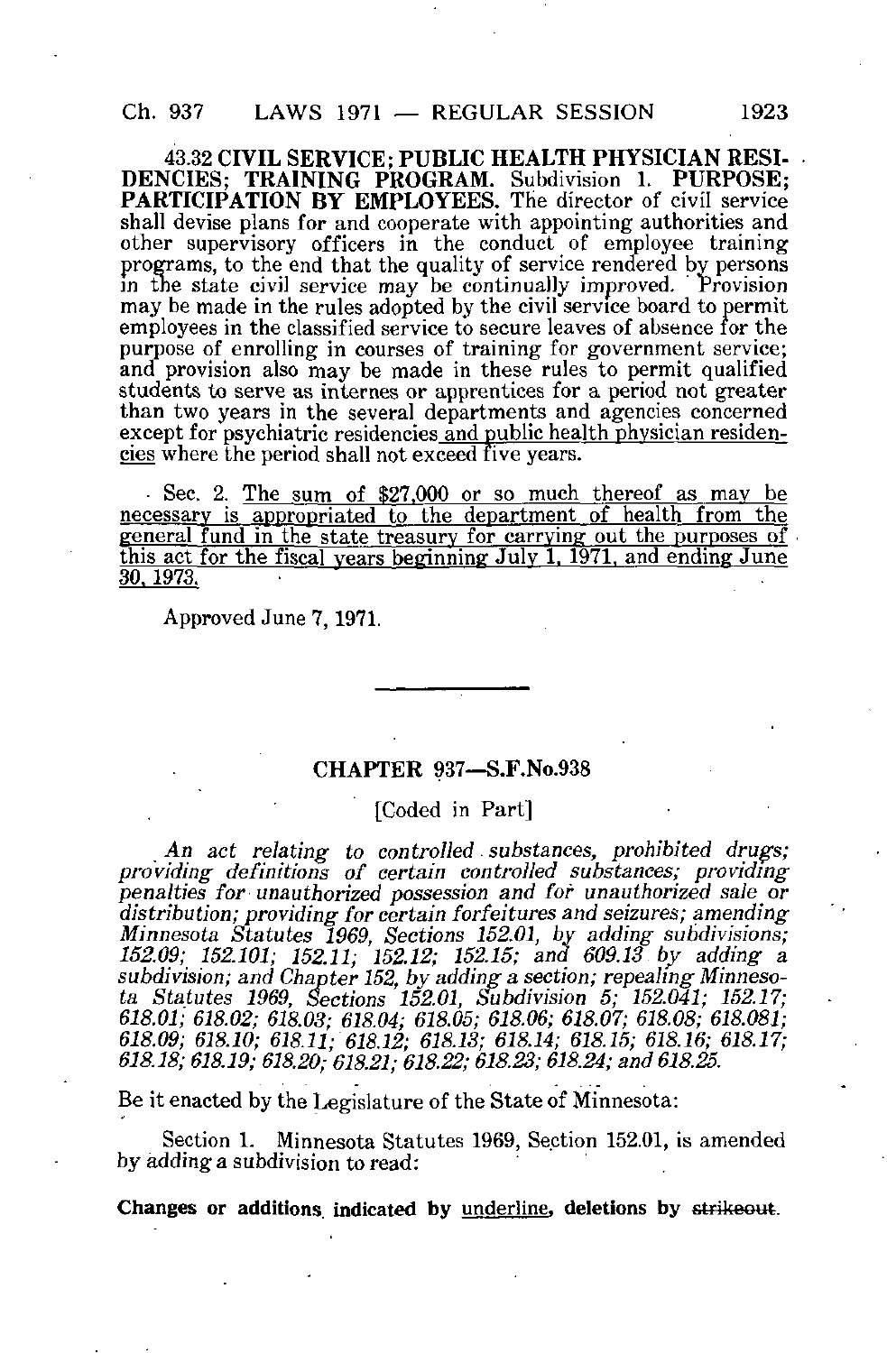**43.32 CIVIL SERVICE; PUBLIC HEALTH PHYSICIAN RESIDENCIES; TRAINING PROGRAM.** Subdivision 1. **PURPOSE; PARTICIPATION BY EMPLOYEES.** The director of civil service shall devise plans for and cooperate with appointing authorities and other supervisory officers in the conduct of employee training programs, to the end that the quality of service rendered by persons in the state civil service may be continually improved. Provision may be made in the rules adopted by the civil service board to permit employees in the classified service to secure leaves of absence for the purpose of enrolling in courses of training for government service; and provision also may be made in these rules to permit qualified students to serve as internes or apprentices for a period not greater than two years in the several departments and agencies concerned except for psychiatric residencies <u>and public health physician residencies</u> where the period shall not exceed five years.

Sec. 2. <u>The sum of $27,000 or so much thereof as may be necessary is appropriated to the department of health from the general fund in the state treasury for carrying out the purposes of this act for the fiscal years beginning July 1, 1971, and ending June 30, 1973.</u>

Approved June 7, 1971.

---

## CHAPTER 937—S.F.No.938

[Coded in Part]

*An act relating to controlled substances, prohibited drugs; providing definitions of certain controlled substances; providing penalties for unauthorized possession and for unauthorized sale or distribution; providing for certain forfeitures and seizures; amending Minnesota Statutes 1969, Sections 152.01, by adding subdivisions; 152.09; 152.101; 152.11; 152.12; 152.15; and 609.13 by adding a subdivision; and Chapter 152, by adding a section; repealing Minnesota Statutes 1969, Sections 152.01, Subdivision 5; 152.041; 152.17; 618.01; 618.02; 618.03; 618.04; 618.05; 618.06; 618.07; 618.08; 618.081; 618.09; 618.10; 618.11; 618.12; 618.13; 618.14; 618.15; 618.16; 618.17; 618.18; 618.19; 618.20; 618.21; 618.22; 618.23; 618.24; and 618.25.*

Be it enacted by the Legislature of the State of Minnesota:

Section 1. Minnesota Statutes 1969, Section 152.01, is amended by adding a subdivision to read:

**Changes or additions indicated by <u>underline</u>, deletions by ~~strikeout~~.**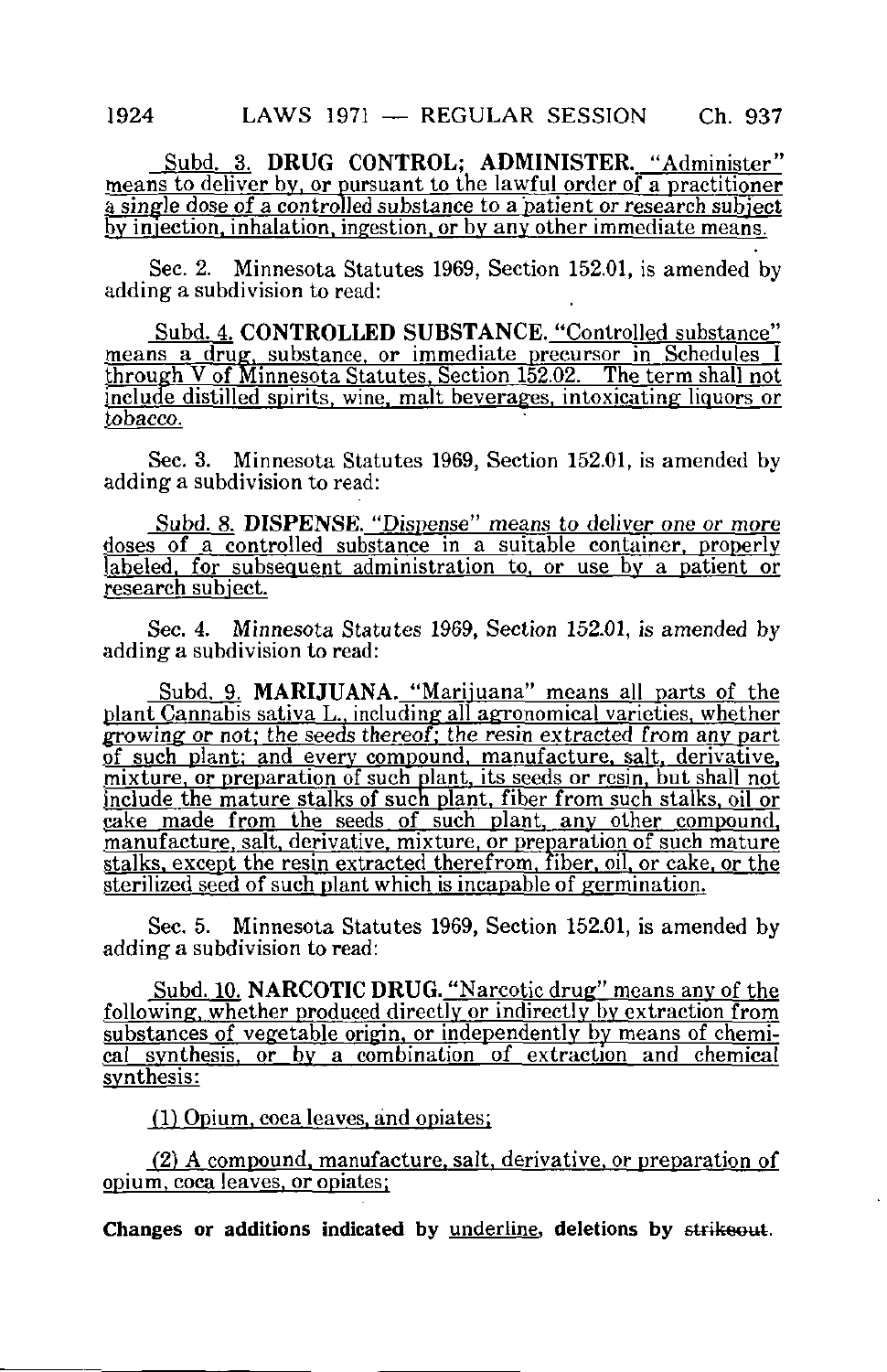Subd. 3. **DRUG CONTROL; ADMINISTER.** "Administer" means to deliver by, or pursuant to the lawful order of a practitioner a single dose of a controlled substance to a patient or research subject by injection, inhalation, ingestion, or by any other immediate means.

Sec. 2. Minnesota Statutes 1969, Section 152.01, is amended by adding a subdivision to read:

Subd. 4. **CONTROLLED SUBSTANCE.** "Controlled substance" means a drug, substance, or immediate precursor in Schedules I through V of Minnesota Statutes, Section 152.02. The term shall not include distilled spirits, wine, malt beverages, intoxicating liquors or tobacco.

Sec. 3. Minnesota Statutes 1969, Section 152.01, is amended by adding a subdivision to read:

Subd. 8. **DISPENSE.** "Dispense" means to deliver one or more doses of a controlled substance in a suitable container, properly labeled, for subsequent administration to, or use by a patient or research subject.

Sec. 4. Minnesota Statutes 1969, Section 152.01, is amended by adding a subdivision to read:

Subd. 9. **MARIJUANA.** "Marijuana" means all parts of the plant Cannabis sativa L., including all agronomical varieties, whether growing or not; the seeds thereof; the resin extracted from any part of such plant; and every compound, manufacture, salt, derivative, mixture, or preparation of such plant, its seeds or resin, but shall not include the mature stalks of such plant, fiber from such stalks, oil or cake made from the seeds of such plant, any other compound, manufacture, salt, derivative, mixture, or preparation of such mature stalks, except the resin extracted therefrom, fiber, oil, or cake, or the sterilized seed of such plant which is incapable of germination.

Sec. 5. Minnesota Statutes 1969, Section 152.01, is amended by adding a subdivision to read:

Subd. 10. **NARCOTIC DRUG.** "Narcotic drug" means any of the following, whether produced directly or indirectly by extraction from substances of vegetable origin, or independently by means of chemical synthesis, or by a combination of extraction and chemical synthesis:

(1) Opium, coca leaves, and opiates;

(2) A compound, manufacture, salt, derivative, or preparation of opium, coca leaves, or opiates;

**Changes or additions indicated by underline, deletions by ~~strikeout~~.**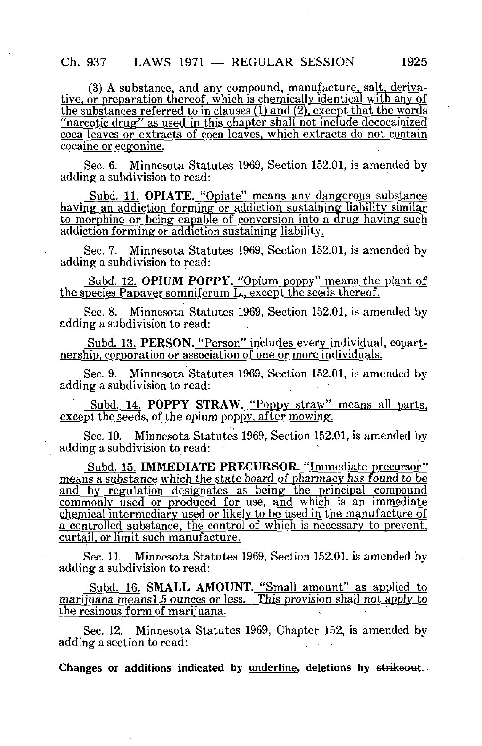(3) A substance, and any compound, manufacture, salt, derivative, or preparation thereof, which is chemically identical with any of the substances referred to in clauses (1) and (2), except that the words "narcotic drug" as used in this chapter shall not include decocainized coca leaves or extracts of coca leaves, which extracts do not contain cocaine or ecgonine.

Sec. 6. Minnesota Statutes 1969, Section 152.01, is amended by adding a subdivision to read:

Subd. 11. **OPIATE.** "Opiate" means any dangerous substance having an addiction forming or addiction sustaining liability similar to morphine or being capable of conversion into a drug having such addiction forming or addiction sustaining liability.

Sec. 7. Minnesota Statutes 1969, Section 152.01, is amended by adding a subdivision to read:

Subd. 12. **OPIUM POPPY.** "Opium poppy" means the plant of the species Papaver somniferum L., except the seeds thereof.

Sec. 8. Minnesota Statutes 1969, Section 152.01, is amended by adding a subdivision to read:

Subd. 13. **PERSON.** "Person" includes every individual, copartnership, corporation or association of one or more individuals.

Sec. 9. Minnesota Statutes 1969, Section 152.01, is amended by adding a subdivision to read:

Subd. 14. **POPPY STRAW.** "Poppy straw" means all parts, except the seeds, of the opium poppy, after mowing.

Sec. 10. Minnesota Statutes 1969, Section 152.01, is amended by adding a subdivision to read:

Subd. 15. **IMMEDIATE PRECURSOR.** "Immediate precursor" means a substance which the state board of pharmacy has found to be and by regulation designates as being the principal compound commonly used or produced for use, and which is an immediate chemical intermediary used or likely to be used in the manufacture of a controlled substance, the control of which is necessary to prevent, curtail, or limit such manufacture.

Sec. 11. Minnesota Statutes 1969, Section 152.01, is amended by adding a subdivision to read:

Subd. 16. **SMALL AMOUNT.** "Small amount" as applied to marijuana means1.5 ounces or less. This provision shall not apply to the resinous form of marijuana.

Sec. 12. Minnesota Statutes 1969, Chapter 152, is amended by adding a section to read:

**Changes or additions indicated by underline, deletions by strikeout.**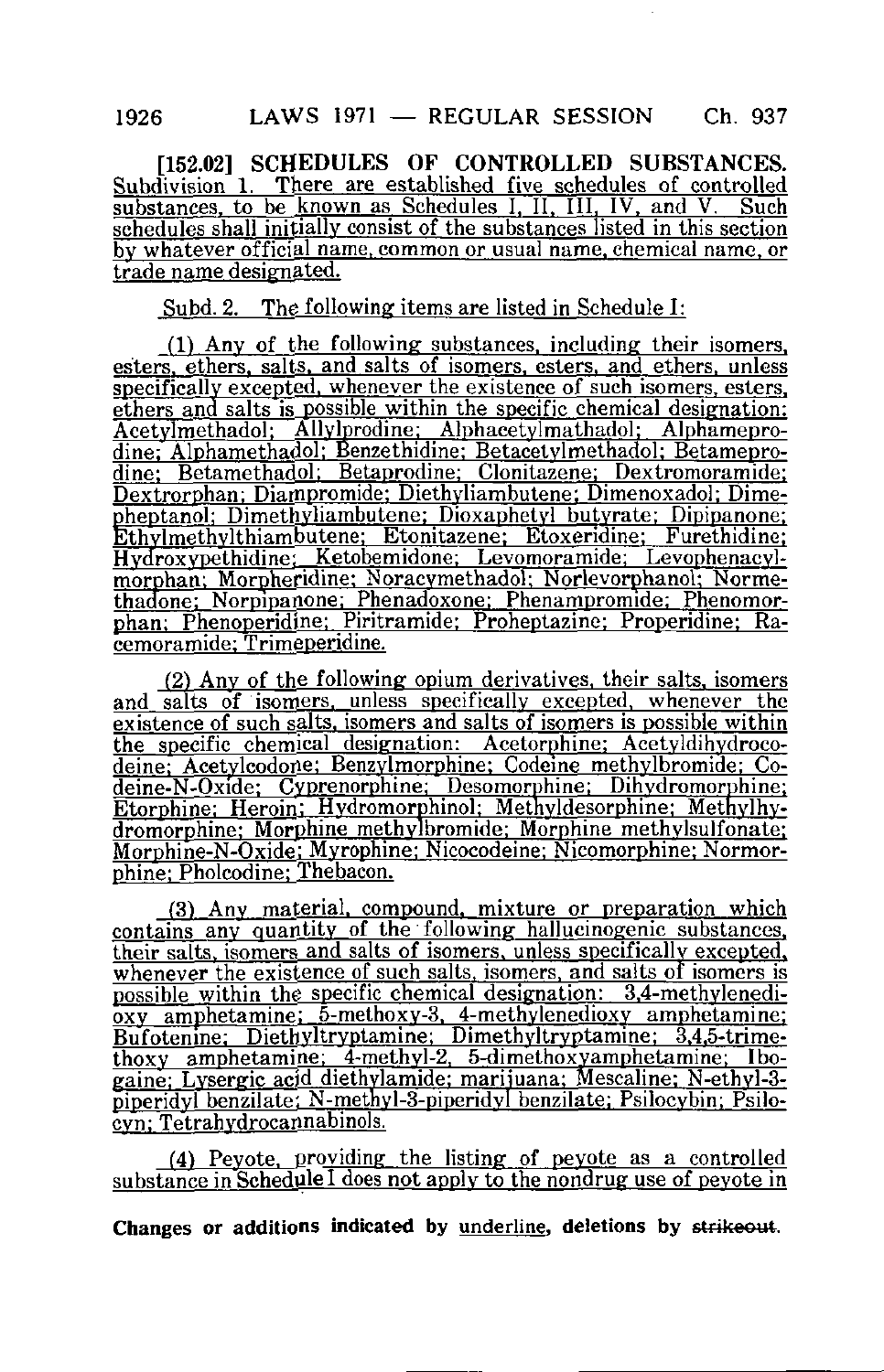**[152.02] SCHEDULES OF CONTROLLED SUBSTANCES.** Subdivision 1. There are established five schedules of controlled substances, to be known as Schedules I, II, III, IV, and V. Such schedules shall initially consist of the substances listed in this section by whatever official name, common or usual name, chemical name, or trade name designated.

Subd. 2. The following items are listed in Schedule I:

(1) Any of the following substances, including their isomers, esters, ethers, salts, and salts of isomers, esters, and ethers, unless specifically excepted, whenever the existence of such isomers, esters, ethers and salts is possible within the specific chemical designation: Acetylmethadol; Allylprodine; Alphacetylmathadol; Alphameprodine; Alphamethadol; Benzethidine; Betacetylmethadol; Betameprodine; Betamethadol; Betaprodine; Clonitazene; Dextromoramide; Dextrorphan; Diampromide; Diethyliambutene; Dimenoxadol; Dimepheptanol; Dimethyliambutene; Dioxaphetyl butyrate; Dipipanone; Ethylmethylthiambutene; Etonitazene; Etoxeridine; Furethidine; Hydroxypethidine; Ketobemidone; Levomoramide; Levophenacylmorphan; Morpheridine; Noracymethadol; Norlevorphanol; Normethadone; Norpipanone; Phenadoxone; Phenampromide; Phenomorphan; Phenoperidine; Piritramide; Proheptazine; Properidine; Racemoramide; Trimeperidine.

(2) Any of the following opium derivatives, their salts, isomers and salts of isomers, unless specifically excepted, whenever the existence of such salts, isomers and salts of isomers is possible within the specific chemical designation: Acetorphine; Acetyldihydrocodeine; Acetylcodone; Benzylmorphine; Codeine methylbromide; Codeine-N-Oxide; Cyprenorphine; Desomorphine; Dihydromorphine; Etorphine; Heroin; Hydromorphinol; Methyldesorphine; Methylhydromorphine; Morphine methylbromide; Morphine methylsulfonate; Morphine-N-Oxide; Myrophine; Nicocodeine; Nicomorphine; Normorphine; Pholcodine; Thebacon.

(3) Any material, compound, mixture or preparation which contains any quantity of the following hallucinogenic substances, their salts, isomers and salts of isomers, unless specifically excepted, whenever the existence of such salts, isomers, and salts of isomers is possible within the specific chemical designation: 3,4-methylenedioxy amphetamine; 5-methoxy-3, 4-methylenedioxy amphetamine; Bufotenine; Diethyltryptamine; Dimethyltryptamine; 3,4,5-trimethoxy amphetamine; 4-methyl-2, 5-dimethoxyamphetamine; Ibogaine; Lysergic acid diethylamide; marijuana; Mescaline; N-ethyl-3-piperidyl benzilate; N-methyl-3-piperidyl benzilate; Psilocybin; Psilocyn; Tetrahydrocannabinols.

(4) Peyote, providing the listing of peyote as a controlled substance in Schedule I does not apply to the nondrug use of peyote in

**Changes or additions indicated by underline, deletions by ~~strikeout~~.**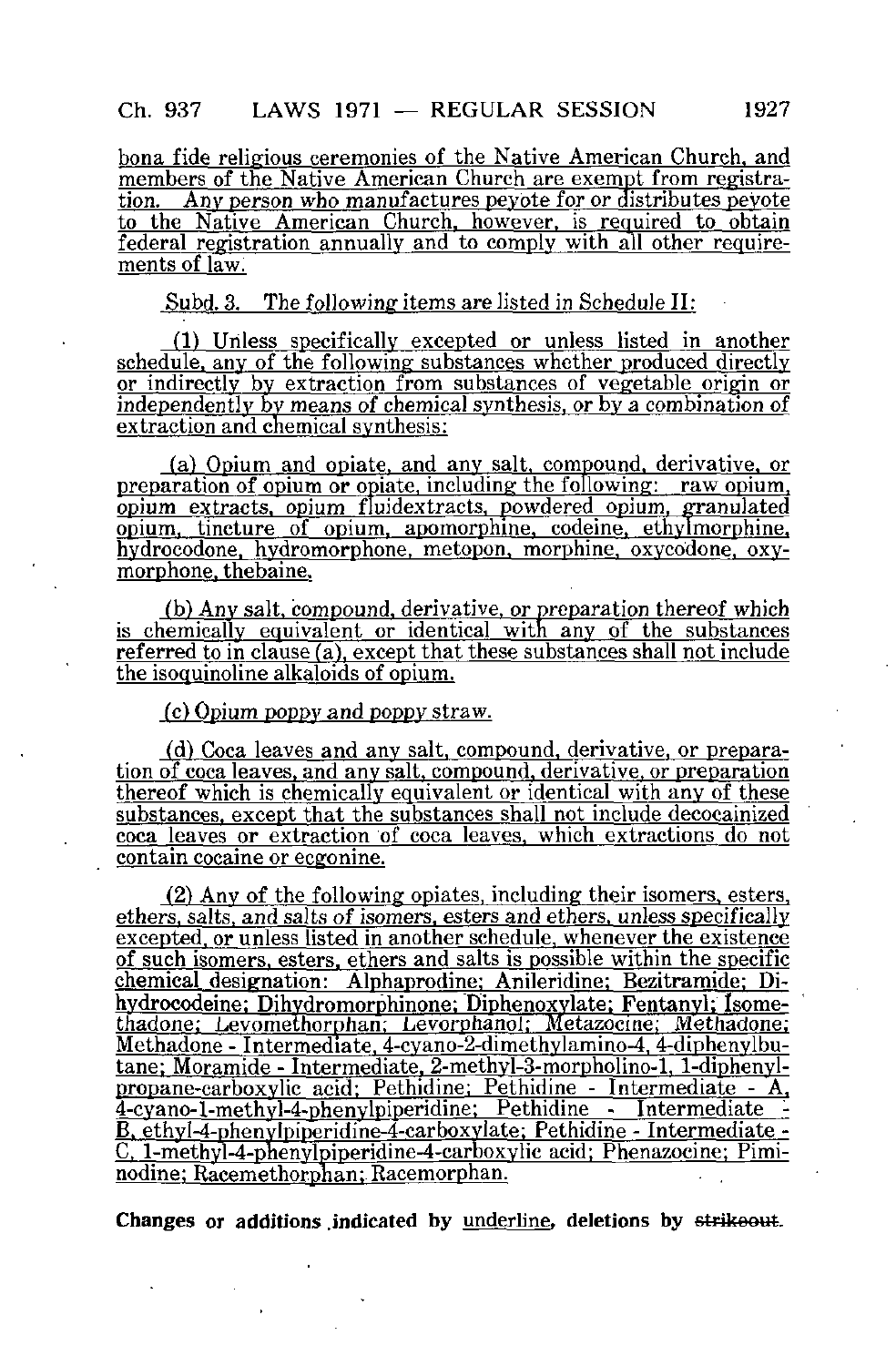bona fide religious ceremonies of the Native American Church, and members of the Native American Church are exempt from registration. Any person who manufactures peyote for or distributes peyote to the Native American Church, however, is required to obtain federal registration annually and to comply with all other requirements of law.

Subd. 3. The following items are listed in Schedule II:

(1) Unless specifically excepted or unless listed in another schedule, any of the following substances whether produced directly or indirectly by extraction from substances of vegetable origin or independently by means of chemical synthesis, or by a combination of extraction and chemical synthesis:

(a) Opium and opiate, and any salt, compound, derivative, or preparation of opium or opiate, including the following: raw opium, opium extracts, opium fluidextracts, powdered opium, granulated opium, tincture of opium, apomorphine, codeine, ethylmorphine, hydrocodone, hydromorphone, metopon, morphine, oxycodone, oxymorphone, thebaine.

(b) Any salt, compound, derivative, or preparation thereof which is chemically equivalent or identical with any of the substances referred to in clause (a), except that these substances shall not include the isoquinoline alkaloids of opium.

(c) Opium poppy and poppy straw.

(d) Coca leaves and any salt, compound, derivative, or preparation of coca leaves, and any salt, compound, derivative, or preparation thereof which is chemically equivalent or identical with any of these substances, except that the substances shall not include decocainized coca leaves or extraction of coca leaves, which extractions do not contain cocaine or ecgonine.

(2) Any of the following opiates, including their isomers, esters, ethers, salts, and salts of isomers, esters and ethers, unless specifically excepted, or unless listed in another schedule, whenever the existence of such isomers, esters, ethers and salts is possible within the specific chemical designation: Alphaprodine; Anileridine; Bezitramide; Dihydrocodeine; Dihydromorphinone; Diphenoxylate; Fentanyl; Isomethadone; Levomethorphan; Levorphanol; Metazocine; Methadone; Methadone - Intermediate, 4-cyano-2-dimethylamino-4, 4-diphenylbutane; Moramide - Intermediate, 2-methyl-3-morpholino-1, 1-diphenylpropane-carboxylic acid; Pethidine; Pethidine - Intermediate - A, 4-cyano-1-methyl-4-phenylpiperidine; Pethidine - Intermediate - B, ethyl-4-phenylpiperidine-4-carboxylate; Pethidine - Intermediate - C, 1-methyl-4-phenylpiperidine-4-carboxylic acid; Phenazocine; Piminodine; Racemethorphan; Racemorphan.

**Changes or additions indicated by underline, deletions by ~~strikeout~~.**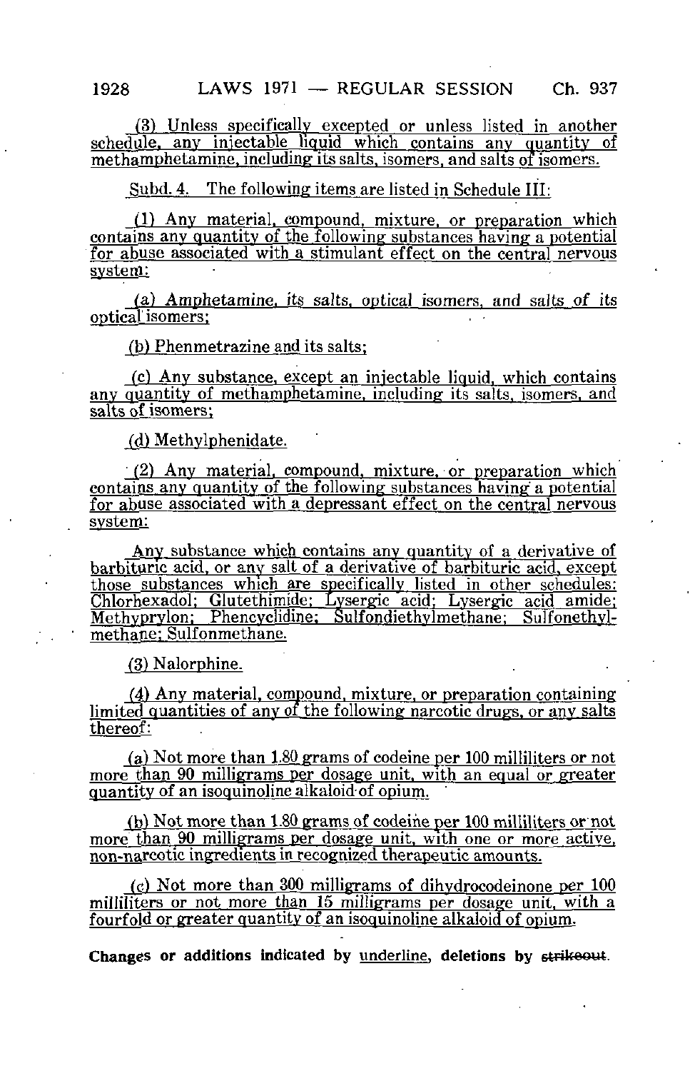(3) Unless specifically excepted or unless listed in another schedule, any injectable liquid which contains any quantity of methamphetamine, including its salts, isomers, and salts of isomers.

Subd. 4. The following items are listed in Schedule III:

(1) Any material, compound, mixture, or preparation which contains any quantity of the following substances having a potential for abuse associated with a stimulant effect on the central nervous system:

(a) Amphetamine, its salts, optical isomers, and salts of its optical isomers;

(b) Phenmetrazine and its salts;

(c) Any substance, except an injectable liquid, which contains any quantity of methamphetamine, including its salts, isomers, and salts of isomers;

(d) Methylphenidate.

(2) Any material, compound, mixture, or preparation which contains any quantity of the following substances having a potential for abuse associated with a depressant effect on the central nervous system:

Any substance which contains any quantity of a derivative of barbituric acid, or any salt of a derivative of barbituric acid, except those substances which are specifically listed in other schedules: Chlorhexadol; Glutethimide; Lysergic acid; Lysergic acid amide; Methyprylon; Phencyclidine; Sulfondiethylmethane; Sulfonethylmethane; Sulfonmethane.

(3) Nalorphine.

(4) Any material, compound, mixture, or preparation containing limited quantities of any of the following narcotic drugs, or any salts thereof:

(a) Not more than 1.80 grams of codeine per 100 milliliters or not more than 90 milligrams per dosage unit, with an equal or greater quantity of an isoquinoline alkaloid of opium.

(b) Not more than 1.80 grams of codeine per 100 milliliters or not more than 90 milligrams per dosage unit, with one or more active, non-narcotic ingredients in recognized therapeutic amounts.

(c) Not more than 300 milligrams of dihydrocodeinone per 100 milliliters or not more than 15 milligrams per dosage unit, with a fourfold or greater quantity of an isoquinoline alkaloid of opium.

**Changes or additions indicated by underline, deletions by ~~strikeout~~.**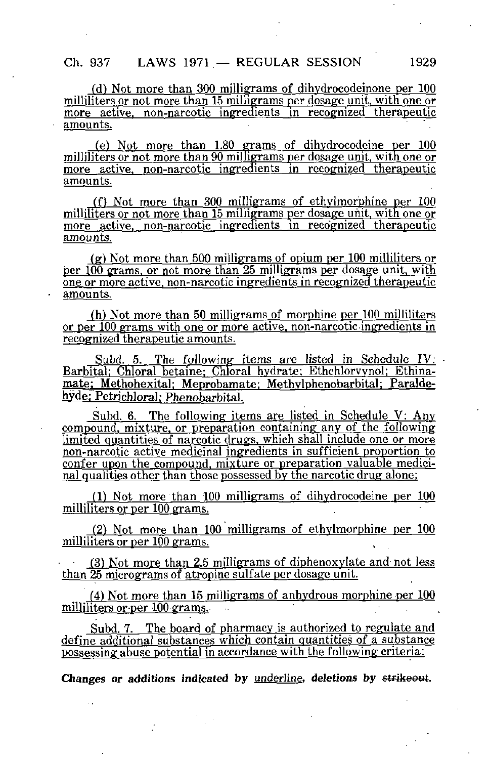(d) Not more than 300 milligrams of dihydrocodeinone per 100 milliliters or not more than 15 milligrams per dosage unit, with one or more active, non-narcotic ingredients in recognized therapeutic amounts.

(e) Not more than 1.80 grams of dihydrocodeine per 100 milliliters or not more than 90 milligrams per dosage unit, with one or more active, non-narcotic ingredients in recognized therapeutic amounts.

(f) Not more than 300 milligrams of ethylmorphine per 100 milliliters or not more than 15 milligrams per dosage unit, with one or more active, non-narcotic ingredients in recognized therapeutic amounts.

(g) Not more than 500 milligrams of opium per 100 milliliters or per 100 grams, or not more than 25 milligrams per dosage unit, with one or more active, non-narcotic ingredients in recognized therapeutic amounts.

(h) Not more than 50 milligrams of morphine per 100 milliliters or per 100 grams with one or more active, non-narcotic ingredients in recognized therapeutic amounts.

Subd. 5. The following items are listed in Schedule IV: Barbital; Chloral betaine; Chloral hydrate; Ethchlorvynol; Ethinamate; Methohexital; Meprobamate; Methylphenobarbital; Paraldehyde; Petrichloral; Phenobarbital.

Subd. 6. The following items are listed in Schedule V: Any compound, mixture, or preparation containing any of the following limited quantities of narcotic drugs, which shall include one or more non-narcotic active medicinal ingredients in sufficient proportion to confer upon the compound, mixture or preparation valuable medicinal qualities other than those possessed by the narcotic drug alone;

(1) Not more than 100 milligrams of dihydrocodeine per 100 milliliters or per 100 grams.

(2) Not more than 100 milligrams of ethylmorphine per 100 milliliters or per 100 grams.

(3) Not more than 2.5 milligrams of diphenoxylate and not less than 25 micrograms of atropine sulfate per dosage unit.

(4) Not more than 15 milligrams of anhydrous morphine per 100 milliliters or per 100 grams.

Subd. 7. The board of pharmacy is authorized to regulate and define additional substances which contain quantities of a substance possessing abuse potential in accordance with the following criteria:

***Changes or additions indicated by underline, deletions by ~~strikeout~~.***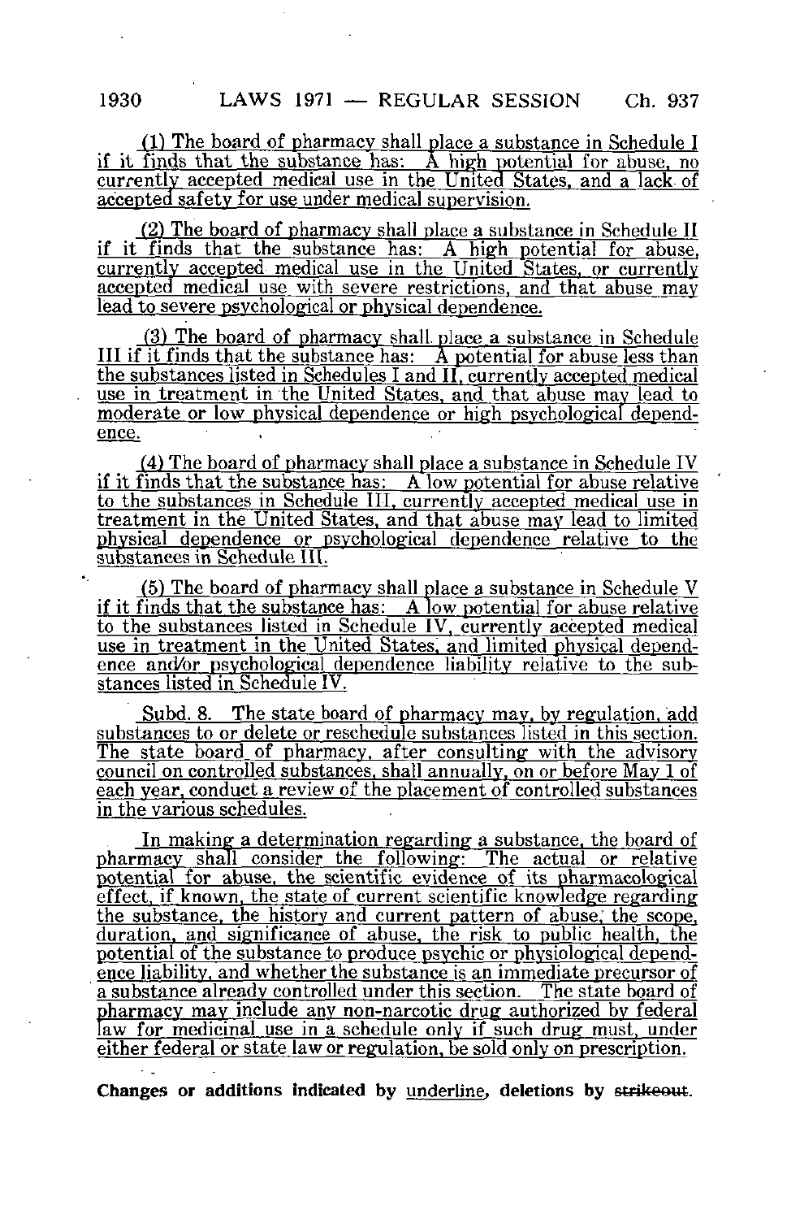(1) The board of pharmacy shall place a substance in Schedule I if it finds that the substance has: A high potential for abuse, no currently accepted medical use in the United States, and a lack of accepted safety for use under medical supervision.

(2) The board of pharmacy shall place a substance in Schedule II if it finds that the substance has: A high potential for abuse, currently accepted medical use in the United States, or currently accepted medical use with severe restrictions, and that abuse may lead to severe psychological or physical dependence.

(3) The board of pharmacy shall place a substance in Schedule III if it finds that the substance has: A potential for abuse less than the substances listed in Schedules I and II, currently accepted medical use in treatment in the United States, and that abuse may lead to moderate or low physical dependence or high psychological dependence.

(4) The board of pharmacy shall place a substance in Schedule IV if it finds that the substance has: A low potential for abuse relative to the substances in Schedule III, currently accepted medical use in treatment in the United States, and that abuse may lead to limited physical dependence or psychological dependence relative to the substances in Schedule III.

(5) The board of pharmacy shall place a substance in Schedule V if it finds that the substance has: A low potential for abuse relative to the substances listed in Schedule IV, currently accepted medical use in treatment in the United States, and limited physical dependence and/or psychological dependence liability relative to the substances listed in Schedule IV.

Subd. 8. The state board of pharmacy may, by regulation, add substances to or delete or reschedule substances listed in this section. The state board of pharmacy, after consulting with the advisory council on controlled substances, shall annually, on or before May 1 of each year, conduct a review of the placement of controlled substances in the various schedules.

In making a determination regarding a substance, the board of pharmacy shall consider the following: The actual or relative potential for abuse, the scientific evidence of its pharmacological effect, if known, the state of current scientific knowledge regarding the substance, the history and current pattern of abuse, the scope, duration, and significance of abuse, the risk to public health, the potential of the substance to produce psychic or physiological dependence liability, and whether the substance is an immediate precursor of a substance already controlled under this section. The state board of pharmacy may include any non-narcotic drug authorized by federal law for medicinal use in a schedule only if such drug must, under either federal or state law or regulation, be sold only on prescription.

**Changes or additions indicated by underline, deletions by ~~strikeout~~.**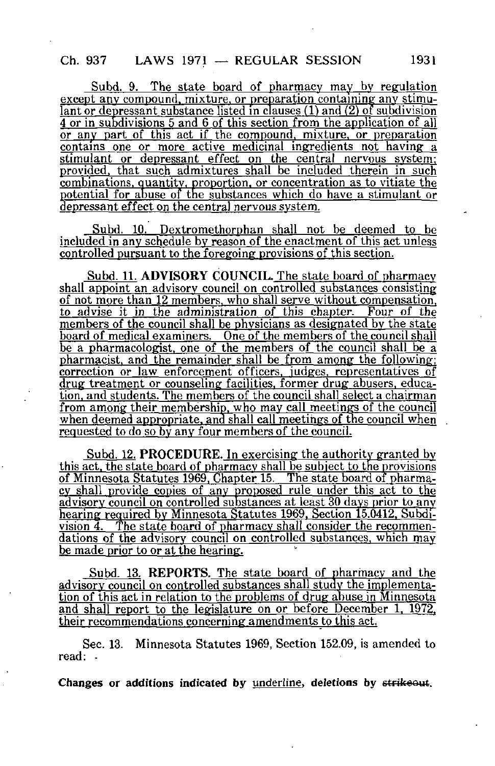Subd. 9. The state board of pharmacy may by regulation except any compound, mixture, or preparation containing any stimulant or depressant substance listed in clauses (1) and (2) of subdivision 4 or in subdivisions 5 and 6 of this section from the application of all or any part of this act if the compound, mixture, or preparation contains one or more active medicinal ingredients not having a stimulant or depressant effect on the central nervous system; provided, that such admixtures shall be included therein in such combinations, quantity, proportion, or concentration as to vitiate the potential for abuse of the substances which do have a stimulant or depressant effect on the central nervous system.

Subd. 10. Dextromethorphan shall not be deemed to be included in any schedule by reason of the enactment of this act unless controlled pursuant to the foregoing provisions of this section.

Subd. 11. **ADVISORY COUNCIL.** The state board of pharmacy shall appoint an advisory council on controlled substances consisting of not more than 12 members, who shall serve without compensation, to advise it in the administration of this chapter. Four of the members of the council shall be physicians as designated by the state board of medical examiners. One of the members of the council shall be a pharmacologist, one of the members of the council shall be a pharmacist, and the remainder shall be from among the following: correction or law enforcement officers, judges, representatives of drug treatment or counseling facilities, former drug abusers, education, and students. The members of the council shall select a chairman from among their membership, who may call meetings of the council when deemed appropriate, and shall call meetings of the council when requested to do so by any four members of the council.

Subd. 12. **PROCEDURE.** In exercising the authority granted by this act, the state board of pharmacy shall be subject to the provisions of Minnesota Statutes 1969, Chapter 15. The state board of pharmacy shall provide copies of any proposed rule under this act to the advisory council on controlled substances at least 30 days prior to any hearing required by Minnesota Statutes 1969, Section 15.0412, Subdivision 4. The state board of pharmacy shall consider the recommendations of the advisory council on controlled substances, which may be made prior to or at the hearing.

Subd. 13. **REPORTS.** The state board of pharmacy and the advisory council on controlled substances shall study the implementation of this act in relation to the problems of drug abuse in Minnesota and shall report to the legislature on or before December 1, 1972, their recommendations concerning amendments to this act.

Sec. 13. Minnesota Statutes 1969, Section 152.09, is amended to read:

**Changes or additions indicated by underline, deletions by ~~strikeout~~.**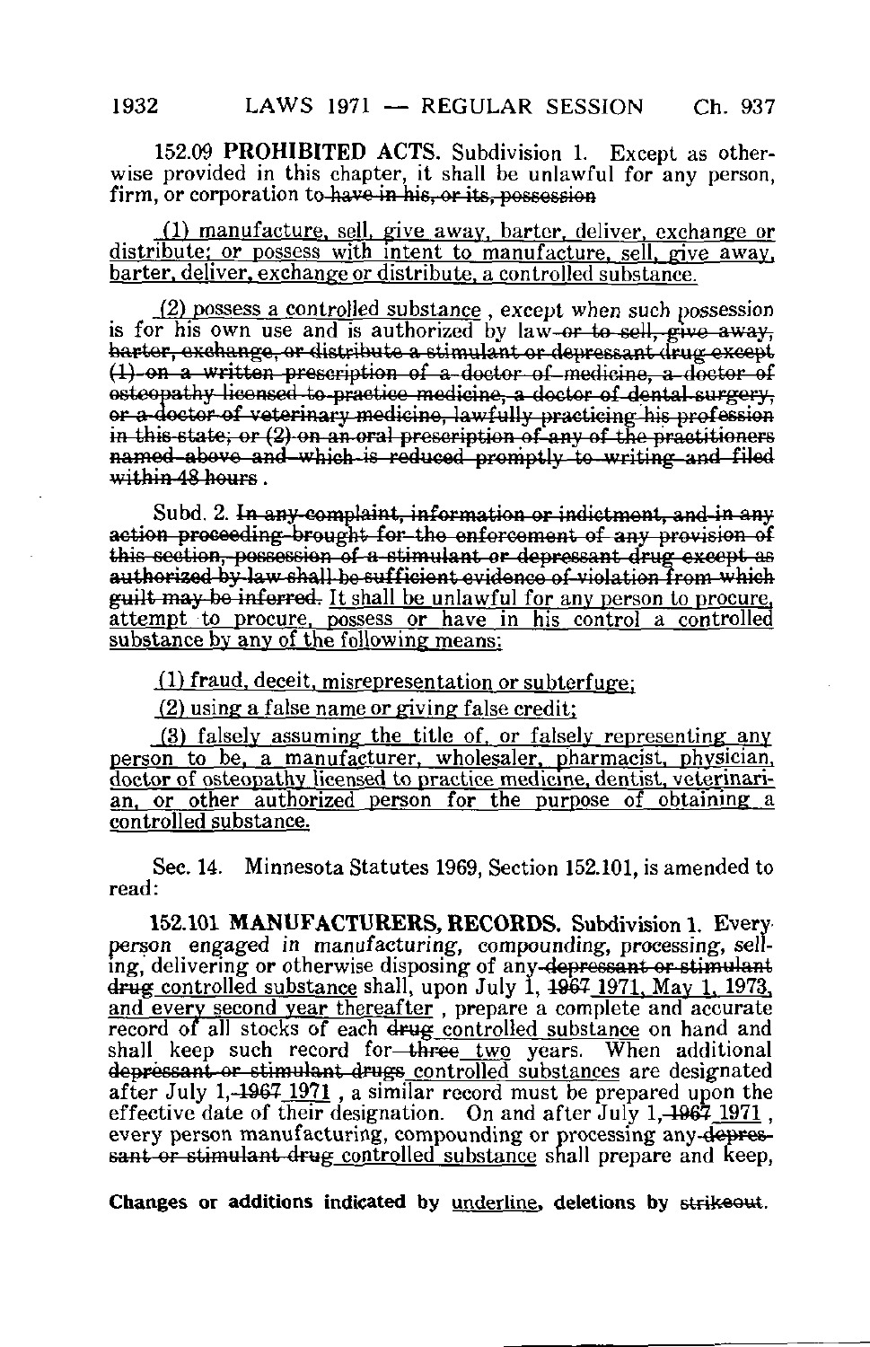**152.09 PROHIBITED ACTS.** Subdivision 1. Except as otherwise provided in this chapter, it shall be unlawful for any person, firm, or corporation to ~~have in his, or its, possession~~

<u>(1) manufacture, sell, give away, barter, deliver, exchange or distribute; or possess with intent to manufacture, sell, give away, barter, deliver, exchange or distribute, a controlled substance.</u>

<u>(2) possess a controlled substance</u> , except when such possession is for his own use and is authorized by law ~~or to sell, give away, barter, exchange, or distribute a stimulant or depressant drug except (1) on a written prescription of a doctor of medicine, a doctor of osteopathy licensed to practice medicine, a doctor of dental surgery, or a doctor of veterinary medicine, lawfully practicing his profession in this state; or (2) on an oral prescription of any of the practitioners named above and which is reduced promptly to writing and filed within 48 hours~~ .

Subd. 2. ~~In any complaint, information or indictment, and in any action proceeding brought for the enforcement of any provision of this section, possession of a stimulant or depressant drug except as authorized by law shall be sufficient evidence of violation from which guilt may be inferred.~~ <u>It shall be unlawful for any person to procure, attempt to procure, possess or have in his control a controlled substance by any of the following means:</u>

<u>(1) fraud, deceit, misrepresentation or subterfuge;</u>

<u>(2) using a false name or giving false credit;</u>

<u>(3) falsely assuming the title of, or falsely representing any person to be, a manufacturer, wholesaler, pharmacist, physician, doctor of osteopathy licensed to practice medicine, dentist, veterinarian, or other authorized person for the purpose of obtaining a controlled substance.</u>

Sec. 14. Minnesota Statutes 1969, Section 152.101, is amended to read:

**152.101 MANUFACTURERS, RECORDS.** Subdivision 1. Every person engaged in manufacturing, compounding, processing, selling, delivering or otherwise disposing of any ~~depressant or stimulant drug~~ <u>controlled substance</u> shall, upon July 1, ~~1967~~ <u>1971, May 1, 1973, and every second year thereafter</u> , prepare a complete and accurate record of all stocks of each ~~drug~~ <u>controlled substance</u> on hand and shall keep such record for ~~three~~ <u>two</u> years. When additional ~~depressant or stimulant drugs~~ <u>controlled substances</u> are designated after July 1, ~~1967~~ <u>1971</u> , a similar record must be prepared upon the effective date of their designation. On and after July 1, ~~1967~~ <u>1971</u> , every person manufacturing, compounding or processing any ~~depressant or stimulant drug~~ <u>controlled substance</u> shall prepare and keep,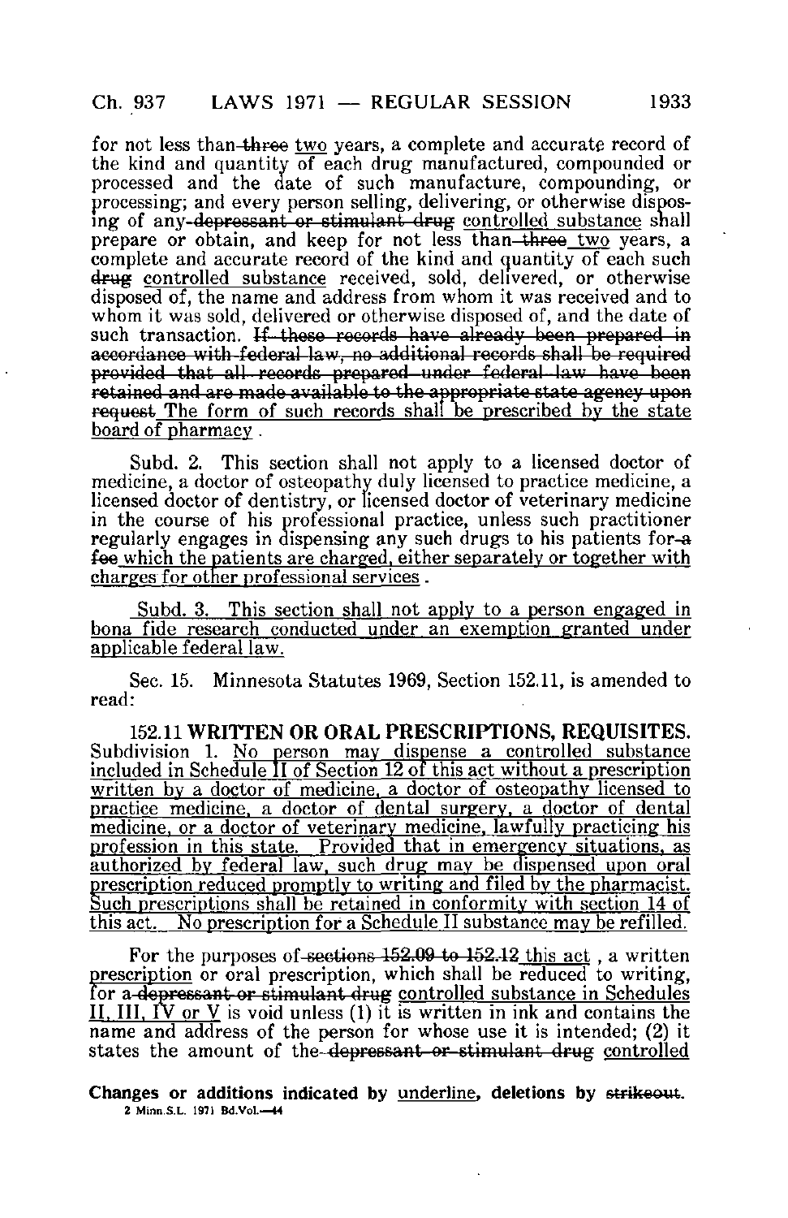for not less than ~~three~~ <u>two</u> years, a complete and accurate record of the kind and quantity of each drug manufactured, compounded or processed and the date of such manufacture, compounding, or processing; and every person selling, delivering, or otherwise disposing of any ~~depressant or stimulant drug~~ <u>controlled substance</u> shall prepare or obtain, and keep for not less than ~~three~~ <u>two</u> years, a complete and accurate record of the kind and quantity of each such ~~drug~~ <u>controlled substance</u> received, sold, delivered, or otherwise disposed of, the name and address from whom it was received and to whom it was sold, delivered or otherwise disposed of, and the date of such transaction. ~~If these records have already been prepared in accordance with federal law, no additional records shall be required provided that all records prepared under federal law have been retained and are made available to the appropriate state agency upon request~~ <u>The form of such records shall be prescribed by the state board of pharmacy</u>.

Subd. 2. This section shall not apply to a licensed doctor of medicine, a doctor of osteopathy duly licensed to practice medicine, a licensed doctor of dentistry, or licensed doctor of veterinary medicine in the course of his professional practice, unless such practitioner regularly engages in dispensing any such drugs to his patients for ~~a fee~~ <u>which the patients are charged, either separately or together with charges for other professional services</u>.

<u>Subd. 3. This section shall not apply to a person engaged in bona fide research conducted under an exemption granted under applicable federal law.</u>

Sec. 15. Minnesota Statutes 1969, Section 152.11, is amended to read:

**152.11 WRITTEN OR ORAL PRESCRIPTIONS, REQUISITES.** Subdivision 1. <u>No person may dispense a controlled substance included in Schedule II of Section 12 of this act without a prescription written by a doctor of medicine, a doctor of osteopathy licensed to practice medicine, a doctor of dental surgery, a doctor of dental medicine, or a doctor of veterinary medicine, lawfully practicing his profession in this state. Provided that in emergency situations, as authorized by federal law, such drug may be dispensed upon oral prescription reduced promptly to writing and filed by the pharmacist. Such prescriptions shall be retained in conformity with section 14 of this act. No prescription for a Schedule II substance may be refilled.</u>

For the purposes of ~~sections 152.09 to 152.12~~ <u>this act</u>, a written prescription or oral prescription, which shall be reduced to writing, for a ~~depressant or stimulant drug~~ <u>controlled substance in Schedules II, III, IV or V</u> is void unless (1) it is written in ink and contains the name and address of the person for whose use it is intended; (2) it states the amount of the ~~depressant or stimulant drug~~ <u>controlled</u>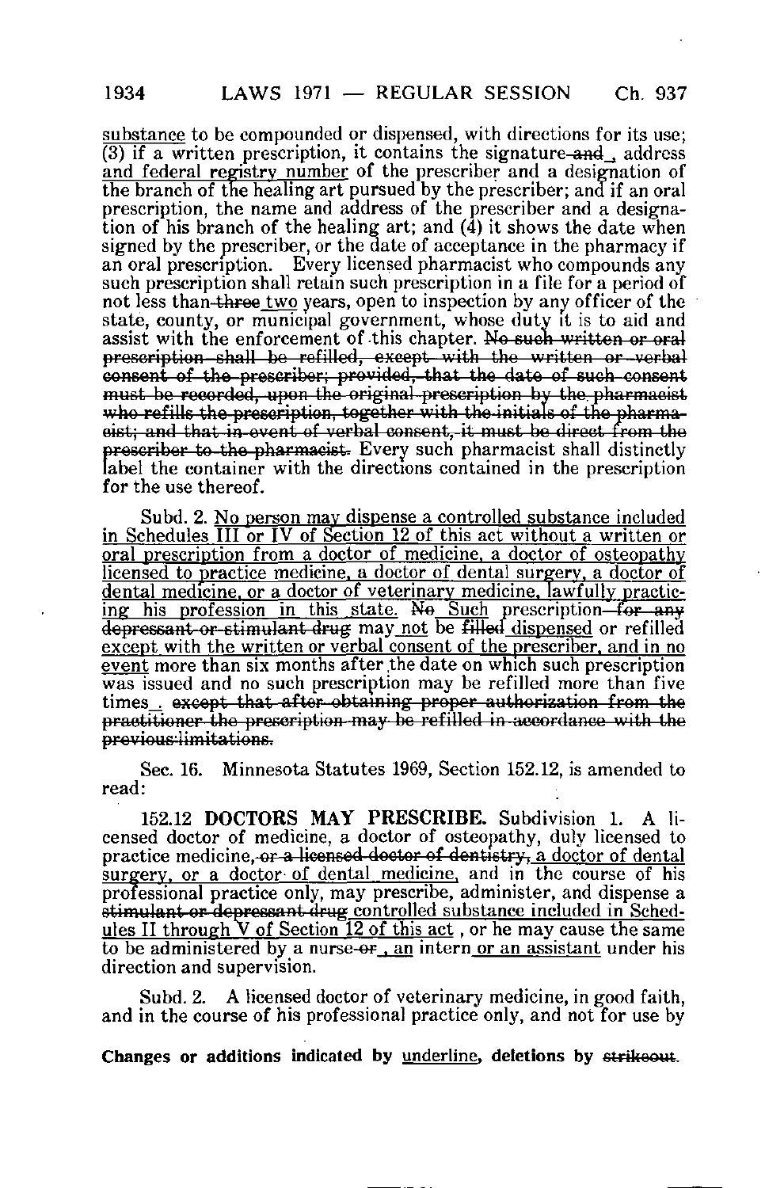<u>substance</u> to be compounded or dispensed, with directions for its use; (3) if a written prescription, it contains the signature~~and~~<u>,</u> address <u>and federal registry number</u> of the prescriber and a designation of the branch of the healing art pursued by the prescriber; and if an oral prescription, the name and address of the prescriber and a designation of his branch of the healing art; and (4) it shows the date when signed by the prescriber, or the date of acceptance in the pharmacy if an oral prescription. Every licensed pharmacist who compounds any such prescription shall retain such prescription in a file for a period of not less than~~three~~<u>two</u> years, open to inspection by any officer of the state, county, or municipal government, whose duty it is to aid and assist with the enforcement of this chapter. ~~No such written or oral prescription shall be refilled, except with the written or verbal consent of the prescriber; provided, that the date of such consent must be recorded, upon the original prescription by the pharmacist who refills the prescription, together with the initials of the pharmacist; and that in event of verbal consent, it must be direct from the prescriber to the pharmacist.~~ Every such pharmacist shall distinctly label the container with the directions contained in the prescription for the use thereof.

Subd. 2. <u>No person may dispense a controlled substance included in Schedules III or IV of Section 12 of this act without a written or oral prescription from a doctor of medicine, a doctor of osteopathy licensed to practice medicine, a doctor of dental surgery, a doctor of dental medicine, or a doctor of veterinary medicine, lawfully practicing his profession in this state.</u> ~~No~~ <u>Such</u> prescription~~for any depressant or stimulant drug~~ may <u>not</u> be ~~filled~~ <u>dispensed</u> or refilled <u>except with the written or verbal consent of the prescriber, and in no event</u> more than six months after the date on which such prescription was issued and no such prescription may be refilled more than five times<u>.</u> ~~except that after obtaining proper authorization from the practitioner the prescription may be refilled in accordance with the previous limitations.~~

Sec. 16. Minnesota Statutes 1969, Section 152.12, is amended to read:

152.12 **DOCTORS MAY PRESCRIBE.** Subdivision 1. A licensed doctor of medicine, a doctor of osteopathy, duly licensed to practice medicine,~~or a licensed doctor of dentistry,~~ <u>a doctor of dental surgery, or a doctor of dental medicine,</u> and in the course of his professional practice only, may prescribe, administer, and dispense a ~~stimulant or depressant drug~~ <u>controlled substance included in Schedules II through V of Section 12 of this act</u> , or he may cause the same to be administered by a nurse~~or~~<u>, an</u> intern <u>or an assistant</u> under his direction and supervision.

Subd. 2. A licensed doctor of veterinary medicine, in good faith, and in the course of his professional practice only, and not for use by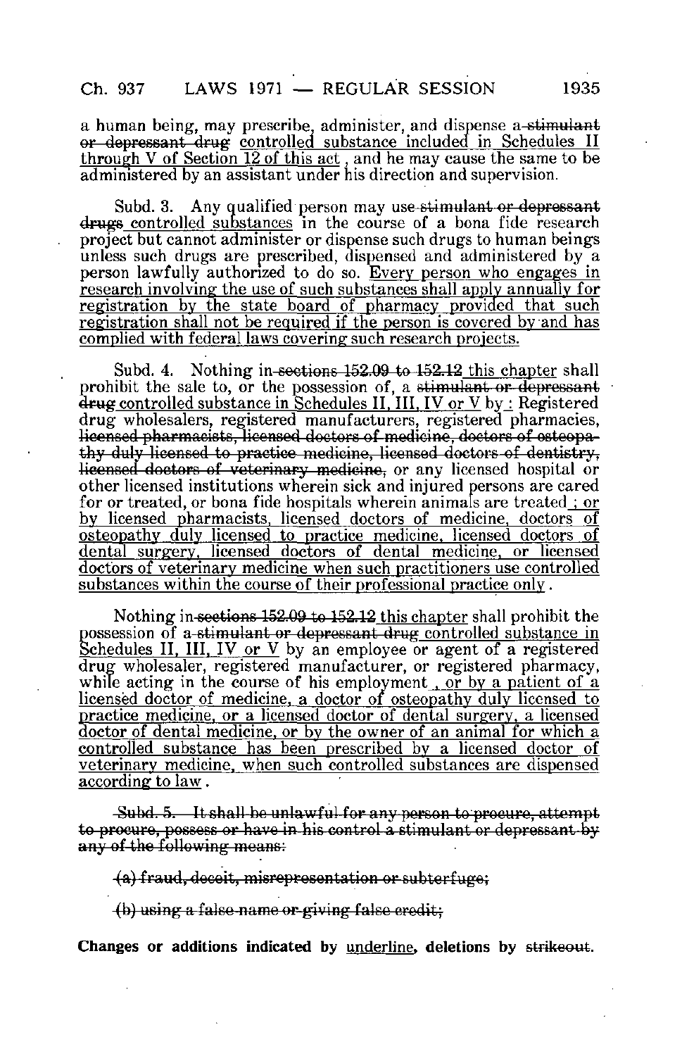a human being, may prescribe, administer, and dispense ~~a stimulant or depressant drug~~ <u>controlled substance included in Schedules II through V of Section 12 of this act</u> , and he may cause the same to be administered by an assistant under his direction and supervision.

Subd. 3. Any qualified person may use ~~stimulant or depressant drugs~~ <u>controlled substances</u> in the course of a bona fide research project but cannot administer or dispense such drugs to human beings unless such drugs are prescribed, dispensed and administered by a person lawfully authorized to do so. <u>Every person who engages in research involving the use of such substances shall apply annually for registration by the state board of pharmacy provided that such registration shall not be required if the person is covered by and has complied with federal laws covering such research projects.</u>

Subd. 4. Nothing in ~~sections 152.09 to 152.12~~ <u>this chapter</u> shall prohibit the sale to, or the possession of, a ~~stimulant or depressant drug~~ <u>controlled substance in Schedules II, III, IV or V</u> by <u>:</u> Registered drug wholesalers, registered manufacturers, registered pharmacies, ~~licensed pharmacists, licensed doctors of medicine, doctors of osteopathy duly licensed to practice medicine, licensed doctors of dentistry, licensed doctors of veterinary medicine,~~ or any licensed hospital or other licensed institutions wherein sick and injured persons are cared for or treated, or bona fide hospitals wherein animals are treated <u>; or by licensed pharmacists, licensed doctors of medicine, doctors of osteopathy duly licensed to practice medicine, licensed doctors of dental surgery, licensed doctors of dental medicine, or licensed doctors of veterinary medicine when such practitioners use controlled substances within the course of their professional practice only</u> .

Nothing in ~~sections 152.09 to 152.12~~ <u>this chapter</u> shall prohibit the possession of a ~~stimulant or depressant drug~~ <u>controlled substance in Schedules II, III, IV or V</u> by an employee or agent of a registered drug wholesaler, registered manufacturer, or registered pharmacy, while acting in the course of his employment <u>, or by a patient of a licensed doctor of medicine, a doctor of osteopathy duly licensed to practice medicine, or a licensed doctor of dental surgery, a licensed doctor of dental medicine, or by the owner of an animal for which a controlled substance has been prescribed by a licensed doctor of veterinary medicine, when such controlled substances are dispensed according to law</u> .

~~Subd. 5. It shall be unlawful for any person to procure, attempt to procure, possess or have in his control a stimulant or depressant by any of the following means:~~

~~(a) fraud, deceit, misrepresentation or subterfuge;~~

~~(b) using a false name or giving false credit;~~

**Changes or additions indicated by <u>underline</u>, deletions by ~~strikeout~~.**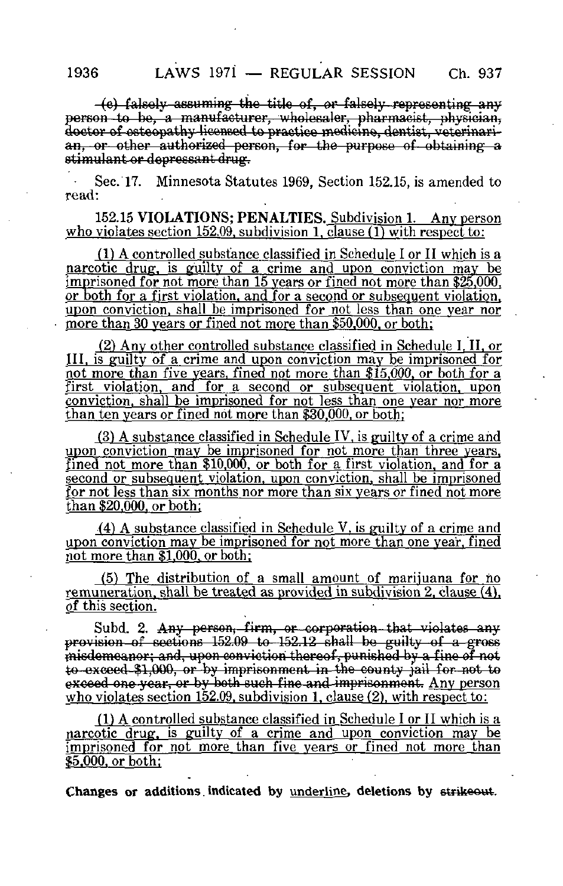~~(c) falsely assuming the title of, or falsely representing any person to be, a manufacturer, wholesaler, pharmacist, physician, doctor of osteopathy licensed to practice medicine, dentist, veterinarian, or other authorized person, for the purpose of obtaining a stimulant or depressant drug.~~

Sec. 17. Minnesota Statutes 1969, Section 152.15, is amended to read:

152.15 **VIOLATIONS; PENALTIES.** Subdivision 1. Any person who violates section 152.09, subdivision 1, clause (1) with respect to:

(1) A controlled substance classified in Schedule I or II which is a narcotic drug, is guilty of a crime and upon conviction may be imprisoned for not more than 15 years or fined not more than $25,000, or both for a first violation, and for a second or subsequent violation, upon conviction, shall be imprisoned for not less than one year nor more than 30 years or fined not more than $50,000, or both;

(2) Any other controlled substance classified in Schedule I, II, or III, is guilty of a crime and upon conviction may be imprisoned for not more than five years, fined not more than $15,000, or both for a first violation, and for a second or subsequent violation, upon conviction, shall be imprisoned for not less than one year nor more than ten years or fined not more than $30,000, or both;

(3) A substance classified in Schedule IV, is guilty of a crime and upon conviction may be imprisoned for not more than three years, fined not more than $10,000, or both for a first violation, and for a second or subsequent violation, upon conviction, shall be imprisoned for not less than six months nor more than six years or fined not more than $20,000, or both;

(4) A substance classified in Schedule V, is guilty of a crime and upon conviction may be imprisoned for not more than one year, fined not more than $1,000, or both;

(5) The distribution of a small amount of marijuana for no remuneration, shall be treated as provided in subdivision 2, clause (4), of this section.

Subd. 2. ~~Any person, firm, or corporation that violates any provision of sections 152.09 to 152.12 shall be guilty of a gross misdemeanor; and, upon conviction thereof, punished by a fine of not to exceed $1,000, or by imprisonment in the county jail for not to exceed one year, or by both such fine and imprisonment.~~ Any person who violates section 152.09, subdivision 1, clause (2), with respect to:

(1) A controlled substance classified in Schedule I or II which is a narcotic drug, is guilty of a crime and upon conviction may be imprisoned for not more than five years or fined not more than $5,000, or both;

Changes or additions indicated by underline, deletions by ~~strikeout~~.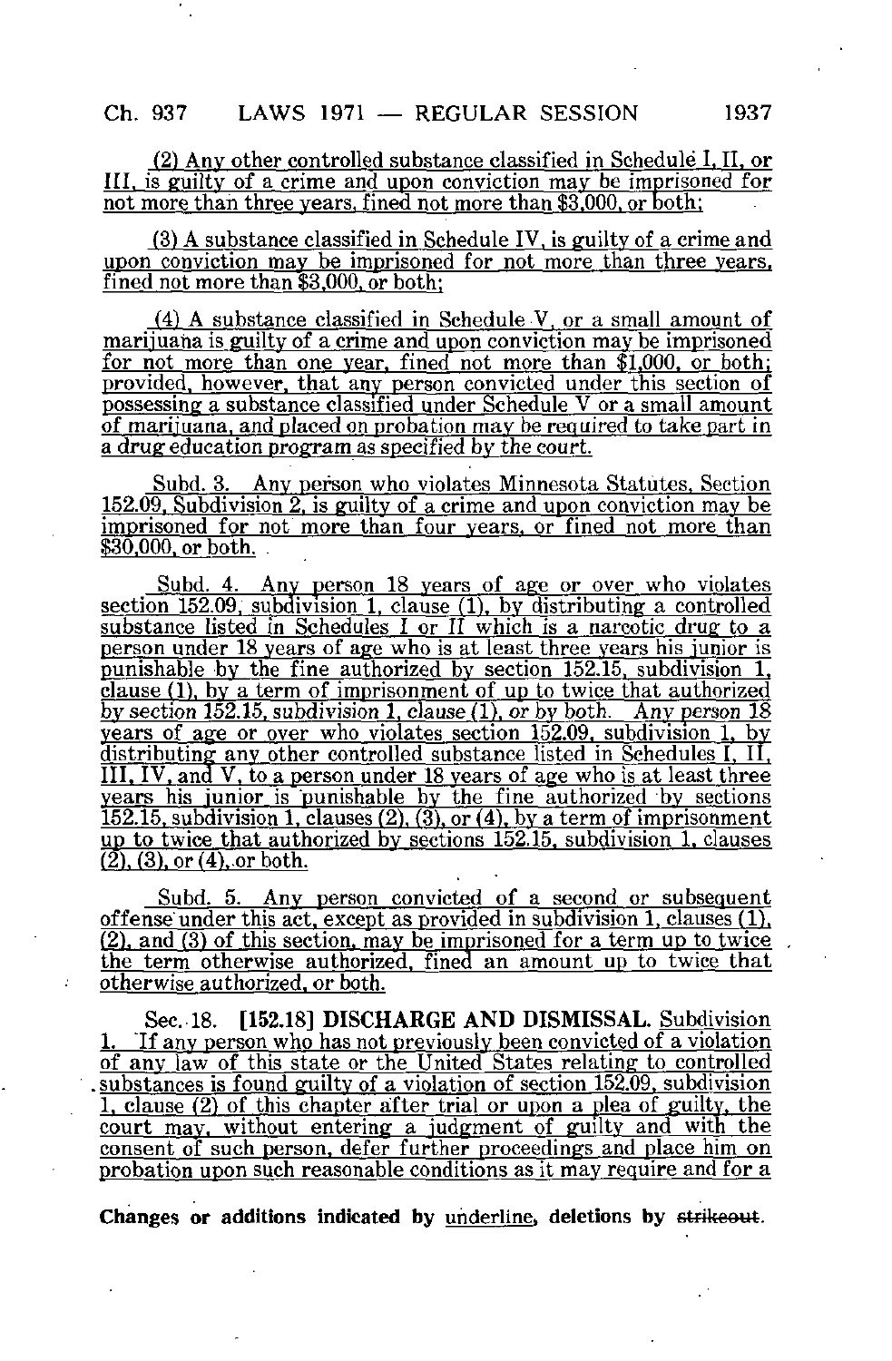(2) Any other controlled substance classified in Schedule I, II, or III, is guilty of a crime and upon conviction may be imprisoned for not more than three years, fined not more than $3,000, or both;

(3) A substance classified in Schedule IV, is guilty of a crime and upon conviction may be imprisoned for not more than three years, fined not more than $3,000, or both;

(4) A substance classified in Schedule V, or a small amount of marijuana is guilty of a crime and upon conviction may be imprisoned for not more than one year, fined not more than $1,000, or both; provided, however, that any person convicted under this section of possessing a substance classified under Schedule V or a small amount of marijuana, and placed on probation may be required to take part in a drug education program as specified by the court.

Subd. 3. Any person who violates Minnesota Statutes, Section 152.09, Subdivision 2, is guilty of a crime and upon conviction may be imprisoned for not more than four years, or fined not more than $30,000, or both.

Subd. 4. Any person 18 years of age or over who violates section 152.09, subdivision 1, clause (1), by distributing a controlled substance listed in Schedules I or II which is a narcotic drug to a person under 18 years of age who is at least three years his junior is punishable by the fine authorized by section 152.15, subdivision 1, clause (1), by a term of imprisonment of up to twice that authorized by section 152.15, subdivision 1, clause (1), or by both. Any person 18 years of age or over who violates section 152.09, subdivision 1, by distributing any other controlled substance listed in Schedules I, II, III, IV, and V, to a person under 18 years of age who is at least three years his junior is punishable by the fine authorized by sections 152.15, subdivision 1, clauses (2), (3), or (4), by a term of imprisonment up to twice that authorized by sections 152.15, subdivision 1, clauses (2), (3), or (4), or both.

Subd. 5. Any person convicted of a second or subsequent offense under this act, except as provided in subdivision 1, clauses (1), (2), and (3) of this section, may be imprisoned for a term up to twice the term otherwise authorized, fined an amount up to twice that otherwise authorized, or both.

Sec. 18. **[152.18] DISCHARGE AND DISMISSAL.** Subdivision 1. If any person who has not previously been convicted of a violation of any law of this state or the United States relating to controlled substances is found guilty of a violation of section 152.09, subdivision 1, clause (2) of this chapter after trial or upon a plea of guilty, the court may, without entering a judgment of guilty and with the consent of such person, defer further proceedings and place him on probation upon such reasonable conditions as it may require and for a

**Changes or additions indicated by underline, deletions by ~~strikeout~~.**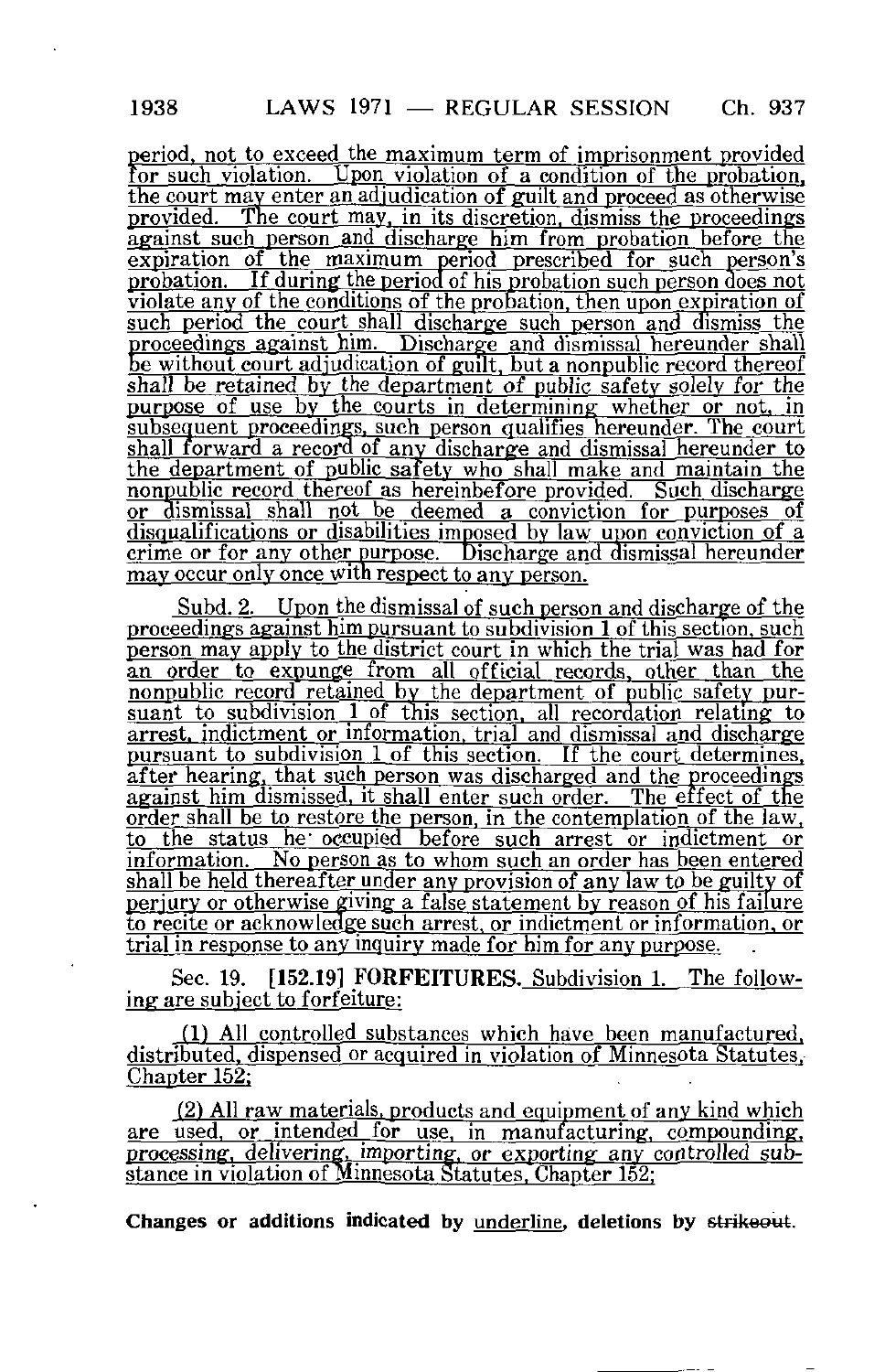period, not to exceed the maximum term of imprisonment provided for such violation. Upon violation of a condition of the probation, the court may enter an adjudication of guilt and proceed as otherwise provided. The court may, in its discretion, dismiss the proceedings against such person and discharge him from probation before the expiration of the maximum period prescribed for such person's probation. If during the period of his probation such person does not violate any of the conditions of the probation, then upon expiration of such period the court shall discharge such person and dismiss the proceedings against him. Discharge and dismissal hereunder shall be without court adjudication of guilt, but a nonpublic record thereof shall be retained by the department of public safety solely for the purpose of use by the courts in determining whether or not, in subsequent proceedings, such person qualifies hereunder. The court shall forward a record of any discharge and dismissal hereunder to the department of public safety who shall make and maintain the nonpublic record thereof as hereinbefore provided. Such discharge or dismissal shall not be deemed a conviction for purposes of disqualifications or disabilities imposed by law upon conviction of a crime or for any other purpose. Discharge and dismissal hereunder may occur only once with respect to any person.

Subd. 2. Upon the dismissal of such person and discharge of the proceedings against him pursuant to subdivision 1 of this section, such person may apply to the district court in which the trial was had for an order to expunge from all official records, other than the nonpublic record retained by the department of public safety pursuant to subdivision 1 of this section, all recordation relating to arrest, indictment or information, trial and dismissal and discharge pursuant to subdivision 1 of this section. If the court determines, after hearing, that such person was discharged and the proceedings against him dismissed, it shall enter such order. The effect of the order shall be to restore the person, in the contemplation of the law, to the status he occupied before such arrest or indictment or information. No person as to whom such an order has been entered shall be held thereafter under any provision of any law to be guilty of perjury or otherwise giving a false statement by reason of his failure to recite or acknowledge such arrest, or indictment or information, or trial in response to any inquiry made for him for any purpose.

Sec. 19. [152.19] **FORFEITURES.** Subdivision 1. The following are subject to forfeiture:

(1) All controlled substances which have been manufactured, distributed, dispensed or acquired in violation of Minnesota Statutes, Chapter 152;

(2) All raw materials, products and equipment of any kind which are used, or intended for use, in manufacturing, compounding, processing, delivering, importing, or exporting any controlled substance in violation of Minnesota Statutes, Chapter 152;

**Changes or additions indicated by** underline**, deletions by** ~~strikeout~~**.**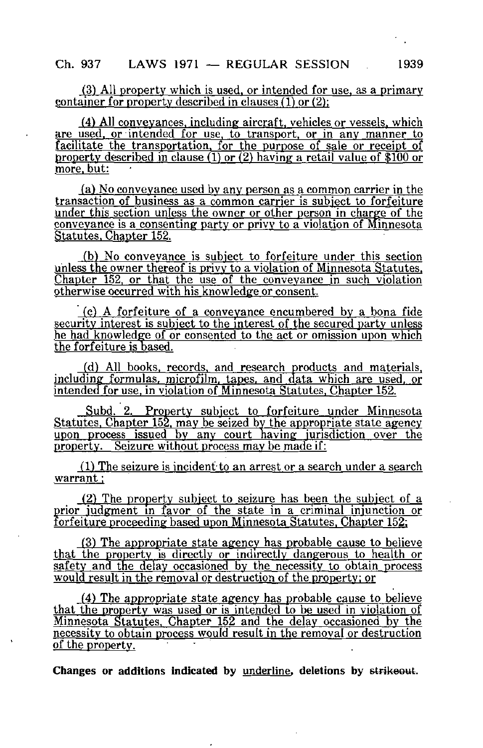(3) All property which is used, or intended for use, as a primary container for property described in clauses (1) or (2);

(4) All conveyances, including aircraft, vehicles or vessels, which are used, or intended for use, to transport, or in any manner to facilitate the transportation, for the purpose of sale or receipt of property described in clause (1) or (2) having a retail value of $100 or more, but:

(a) No conveyance used by any person as a common carrier in the transaction of business as a common carrier is subject to forfeiture under this section unless the owner or other person in charge of the conveyance is a consenting party or privy to a violation of Minnesota Statutes, Chapter 152.

(b) No conveyance is subject to forfeiture under this section unless the owner thereof is privy to a violation of Minnesota Statutes, Chapter 152, or that the use of the conveyance in such violation otherwise occurred with his knowledge or consent.

(c) A forfeiture of a conveyance encumbered by a bona fide security interest is subject to the interest of the secured party unless he had knowledge of or consented to the act or omission upon which the forfeiture is based.

(d) All books, records, and research products and materials, including formulas, microfilm, tapes, and data which are used, or intended for use, in violation of Minnesota Statutes, Chapter 152.

Subd. 2. Property subject to forfeiture under Minnesota Statutes, Chapter 152, may be seized by the appropriate state agency upon process issued by any court having jurisdiction over the property. Seizure without process may be made if:

(1) The seizure is incident to an arrest or a search under a search warrant;

(2) The property subject to seizure has been the subject of a prior judgment in favor of the state in a criminal injunction or forfeiture proceeding based upon Minnesota Statutes, Chapter 152;

(3) The appropriate state agency has probable cause to believe that the property is directly or indirectly dangerous to health or safety and the delay occasioned by the necessity to obtain process would result in the removal or destruction of the property; or

(4) The appropriate state agency has probable cause to believe that the property was used or is intended to be used in violation of Minnesota Statutes, Chapter 152 and the delay occasioned by the necessity to obtain process would result in the removal or destruction of the property.

**Changes or additions indicated by underline, deletions by ~~strikeout~~.**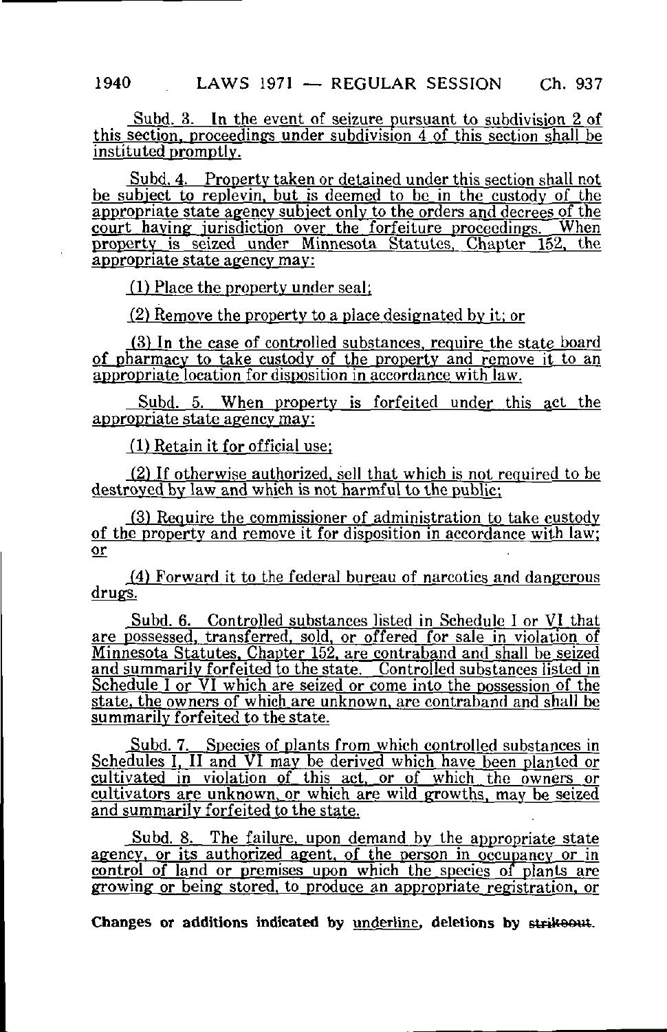Subd. 3. In the event of seizure pursuant to subdivision 2 of this section, proceedings under subdivision 4 of this section shall be instituted promptly.

Subd. 4. Property taken or detained under this section shall not be subject to replevin, but is deemed to be in the custody of the appropriate state agency subject only to the orders and decrees of the court having jurisdiction over the forfeiture proceedings. When property is seized under Minnesota Statutes, Chapter 152, the appropriate state agency may:

(1) Place the property under seal;

(2) Remove the property to a place designated by it; or

(3) In the case of controlled substances, require the state board of pharmacy to take custody of the property and remove it to an appropriate location for disposition in accordance with law.

Subd. 5. When property is forfeited under this act the appropriate state agency may:

(1) Retain it for official use;

(2) If otherwise authorized, sell that which is not required to be destroyed by law and which is not harmful to the public;

(3) Require the commissioner of administration to take custody of the property and remove it for disposition in accordance with law; or

(4) Forward it to the federal bureau of narcotics and dangerous drugs.

Subd. 6. Controlled substances listed in Schedule I or VI that are possessed, transferred, sold, or offered for sale in violation of Minnesota Statutes, Chapter 152, are contraband and shall be seized and summarily forfeited to the state. Controlled substances listed in Schedule I or VI which are seized or come into the possession of the state, the owners of which are unknown, are contraband and shall be summarily forfeited to the state.

Subd. 7. Species of plants from which controlled substances in Schedules I, II and VI may be derived which have been planted or cultivated in violation of this act, or of which the owners or cultivators are unknown, or which are wild growths, may be seized and summarily forfeited to the state.

Subd. 8. The failure, upon demand by the appropriate state agency, or its authorized agent, of the person in occupancy or in control of land or premises upon which the species of plants are growing or being stored, to produce an appropriate registration, or

Changes or additions indicated by underline, deletions by ~~strikeout~~.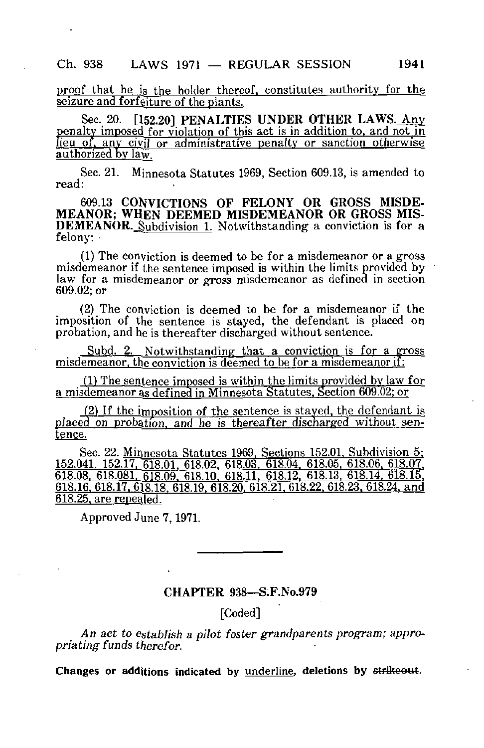proof that he is the holder thereof, constitutes authority for the seizure and forfeiture of the plants.

Sec. 20. [152.20] **PENALTIES UNDER OTHER LAWS.** Any penalty imposed for violation of this act is in addition to, and not in lieu of, any civil or administrative penalty or sanction otherwise authorized by law.

Sec. 21. Minnesota Statutes 1969, Section 609.13, is amended to read:

609.13 **CONVICTIONS OF FELONY OR GROSS MISDEMEANOR; WHEN DEEMED MISDEMEANOR OR GROSS MISDEMEANOR.** Subdivision 1. Notwithstanding a conviction is for a felony:

(1) The conviction is deemed to be for a misdemeanor or a gross misdemeanor if the sentence imposed is within the limits provided by law for a misdemeanor or gross misdemeanor as defined in section 609.02; or

(2) The conviction is deemed to be for a misdemeanor if the imposition of the sentence is stayed, the defendant is placed on probation, and he is thereafter discharged without sentence.

Subd. 2. Notwithstanding that a conviction is for a gross misdemeanor, the conviction is deemed to be for a misdemeanor if:

(1) The sentence imposed is within the limits provided by law for a misdemeanor as defined in Minnesota Statutes, Section 609.02; or

(2) If the imposition of the sentence is stayed, the defendant is placed on probation, and he is thereafter discharged without sentence.

Sec. 22. Minnesota Statutes 1969, Sections 152.01, Subdivision 5; 152.041, 152.17, 618.01, 618.02, 618.03, 618.04, 618.05, 618.06, 618.07, 618.08, 618.081, 618.09, 618.10, 618.11, 618.12, 618.13, 618.14, 618.15, 618.16, 618.17, 618.18, 618.19, 618.20, 618.21, 618.22, 618.23, 618.24, and 618.25, are repealed.

Approved June 7, 1971.

---

## CHAPTER 938—S.F.No.979

[Coded]

*An act to establish a pilot foster grandparents program; appropriating funds therefor.*

**Changes or additions indicated by underline, deletions by ~~strikeout~~.**